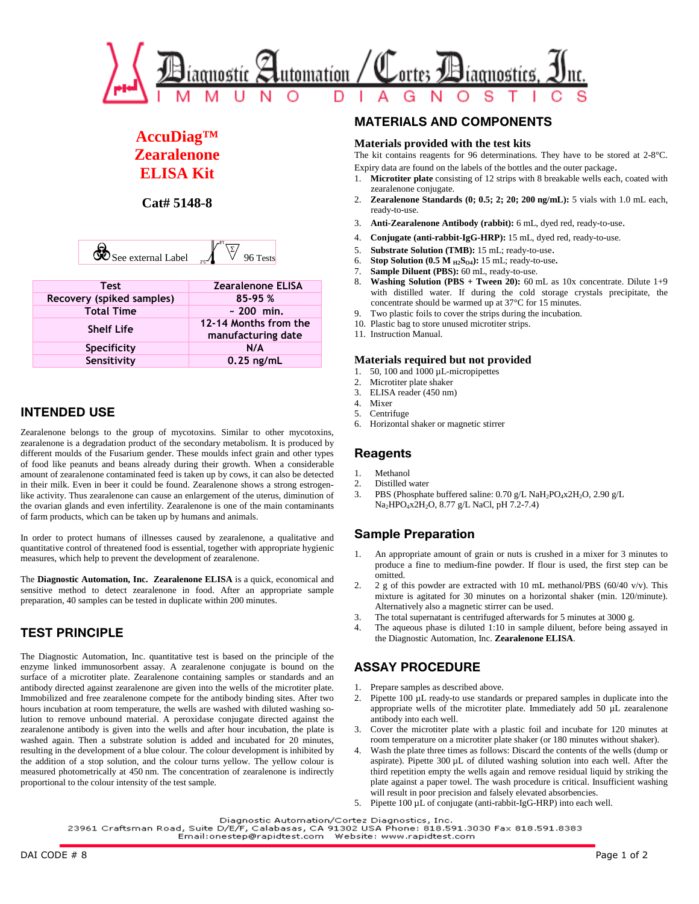# AccuDiag™ Zearalenone ELISA Kit

**Cat# 5148-8**

See external Label | 96 Tests

| Test | Zearalenone ELISA |
|---|---|
| Recovery (spiked samples) | 85-95 % |
| Total Time | ~ 200 min. |
| Shelf Life | 12-14 Months from the manufacturing date |
| Specificity | N/A |
| Sensitivity | 0.25 ng/mL |

## INTENDED USE

Zearalenone belongs to the group of mycotoxins. Similar to other mycotoxins, zearalenone is a degradation product of the secondary metabolism. It is produced by different moulds of the Fusarium gender. These moulds infect grain and other types of food like peanuts and beans already during their growth. When a considerable amount of zearalenone contaminated feed is taken up by cows, it can also be detected in their milk. Even in beer it could be found. Zearalenone shows a strong estrogen-like activity. Thus zearalenone can cause an enlargement of the uterus, diminution of the ovarian glands and even infertility. Zearalenone is one of the main contaminants of farm products, which can be taken up by humans and animals.

In order to protect humans of illnesses caused by zearalenone, a qualitative and quantitative control of threatened food is essential, together with appropriate hygienic measures, which help to prevent the development of zearalenone.

The **Diagnostic Automation, Inc. Zearalenone ELISA** is a quick, economical and sensitive method to detect zearalenone in food. After an appropriate sample preparation, 40 samples can be tested in duplicate within 200 minutes.

## TEST PRINCIPLE

The Diagnostic Automation, Inc. quantitative test is based on the principle of the enzyme linked immunosorbent assay. A zearalenone conjugate is bound on the surface of a microtiter plate. Zearalenone containing samples or standards and an antibody directed against zearalenone are given into the wells of the microtiter plate. Immobilized and free zearalenone compete for the antibody binding sites. After two hours incubation at room temperature, the wells are washed with diluted washing solution to remove unbound material. A peroxidase conjugate directed against the zearalenone antibody is given into the wells and after hour incubation, the plate is washed again. Then a substrate solution is added and incubated for 20 minutes, resulting in the development of a blue colour. The colour development is inhibited by the addition of a stop solution, and the colour turns yellow. The yellow colour is measured photometrically at 450 nm. The concentration of zearalenone is indirectly proportional to the colour intensity of the test sample.

## MATERIALS AND COMPONENTS

### Materials provided with the test kits

The kit contains reagents for 96 determinations. They have to be stored at 2-8°C. Expiry data are found on the labels of the bottles and the outer package.

1. **Microtiter plate** consisting of 12 strips with 8 breakable wells each, coated with zearalenone conjugate.
2. **Zearalenone Standards (0; 0.5; 2; 20; 200 ng/mL):** 5 vials with 1.0 mL each, ready-to-use.
3. **Anti-Zearalenone Antibody (rabbit):** 6 mL, dyed red, ready-to-use.
4. **Conjugate (anti-rabbit-IgG-HRP):** 15 mL, dyed red, ready-to-use.
5. **Substrate Solution (TMB):** 15 mL; ready-to-use.
6. **Stop Solution (0.5 M $H_2SO_4$):** 15 mL; ready-to-use.
7. **Sample Diluent (PBS):** 60 mL, ready-to-use.
8. **Washing Solution (PBS + Tween 20):** 60 mL as 10x concentrate. Dilute 1+9 with distilled water. If during the cold storage crystals precipitate, the concentrate should be warmed up at 37°C for 15 minutes.
9. Two plastic foils to cover the strips during the incubation.
10. Plastic bag to store unused microtiter strips.
11. Instruction Manual.

### Materials required but not provided

1. 50, 100 and 1000 µL-micropipettes
2. Microtiter plate shaker
3. ELISA reader (450 nm)
4. Mixer
5. Centrifuge
6. Horizontal shaker or magnetic stirrer

## Reagents

1. Methanol
2. Distilled water
3. PBS (Phosphate buffered saline: 0.70 g/L $NaH_2PO_4x2H_2O$, 2.90 g/L $Na_2HPO_4x2H_2O$, 8.77 g/L NaCl, pH 7.2-7.4)

## Sample Preparation

1. An appropriate amount of grain or nuts is crushed in a mixer for 3 minutes to produce a fine to medium-fine powder. If flour is used, the first step can be omitted.
2. 2 g of this powder are extracted with 10 mL methanol/PBS (60/40 v/v). This mixture is agitated for 30 minutes on a horizontal shaker (min. 120/minute). Alternatively also a magnetic stirrer can be used.
3. The total supernatant is centrifuged afterwards for 5 minutes at 3000 g.
4. The aqueous phase is diluted 1:10 in sample diluent, before being assayed in the Diagnostic Automation, Inc. **Zearalenone ELISA**.

## ASSAY PROCEDURE

1. Prepare samples as described above.
2. Pipette 100 µL ready-to use standards or prepared samples in duplicate into the appropriate wells of the microtiter plate. Immediately add 50 µL zearalenone antibody into each well.
3. Cover the microtiter plate with a plastic foil and incubate for 120 minutes at room temperature on a microtiter plate shaker (or 180 minutes without shaker).
4. Wash the plate three times as follows: Discard the contents of the wells (dump or aspirate). Pipette 300 µL of diluted washing solution into each well. After the third repetition empty the wells again and remove residual liquid by striking the plate against a paper towel. The wash procedure is critical. Insufficient washing will result in poor precision and falsely elevated absorbencies.
5. Pipette 100 µL of conjugate (anti-rabbit-IgG-HRP) into each well.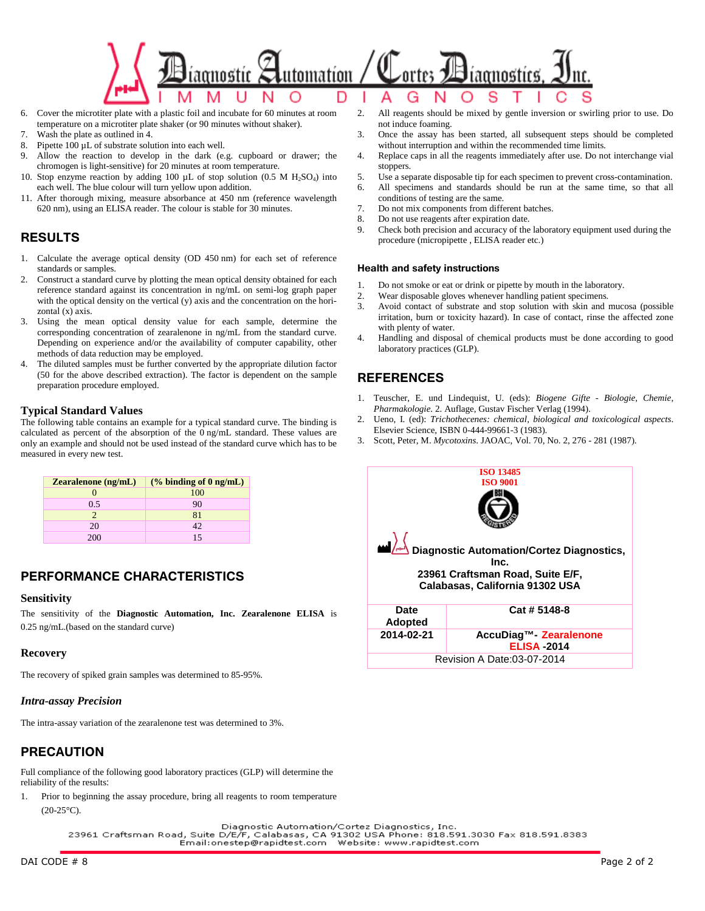6. Cover the microtiter plate with a plastic foil and incubate for 60 minutes at room temperature on a microtiter plate shaker (or 90 minutes without shaker).
7. Wash the plate as outlined in 4.
8. Pipette 100 µL of substrate solution into each well.
9. Allow the reaction to develop in the dark (e.g. cupboard or drawer; the chromogen is light-sensitive) for 20 minutes at room temperature.
10. Stop enzyme reaction by adding 100 µL of stop solution (0.5 M $H_2SO_4$) into each well. The blue colour will turn yellow upon addition.
11. After thorough mixing, measure absorbance at 450 nm (reference wavelength 620 nm), using an ELISA reader. The colour is stable for 30 minutes.

## RESULTS

1. Calculate the average optical density (OD 450 nm) for each set of reference standards or samples.
2. Construct a standard curve by plotting the mean optical density obtained for each reference standard against its concentration in ng/mL on semi-log graph paper with the optical density on the vertical (y) axis and the concentration on the horizontal (x) axis.
3. Using the mean optical density value for each sample, determine the corresponding concentration of zearalenone in ng/mL from the standard curve. Depending on experience and/or the availability of computer capability, other methods of data reduction may be employed.
4. The diluted samples must be further converted by the appropriate dilution factor (50 for the above described extraction). The factor is dependent on the sample preparation procedure employed.

### Typical Standard Values

The following table contains an example for a typical standard curve. The binding is calculated as percent of the absorption of the 0 ng/mL standard. These values are only an example and should not be used instead of the standard curve which has to be measured in every new test.

| Zearalenone (ng/mL) | (% binding of 0 ng/mL) |
|---|---|
| 0 | 100 |
| 0.5 | 90 |
| 2 | 81 |
| 20 | 42 |
| 200 | 15 |

## PERFORMANCE CHARACTERISTICS

### Sensitivity

The sensitivity of the **Diagnostic Automation, Inc. Zearalenone ELISA** is 0.25 ng/mL.(based on the standard curve)

### Recovery

The recovery of spiked grain samples was determined to 85-95%.

### *Intra-assay Precision*

The intra-assay variation of the zearalenone test was determined to 3%.

## PRECAUTION

Full compliance of the following good laboratory practices (GLP) will determine the reliability of the results:

1. Prior to beginning the assay procedure, bring all reagents to room temperature (20-25°C).
2. All reagents should be mixed by gentle inversion or swirling prior to use. Do not induce foaming.
3. Once the assay has been started, all subsequent steps should be completed without interruption and within the recommended time limits.
4. Replace caps in all the reagents immediately after use. Do not interchange vial stoppers.
5. Use a separate disposable tip for each specimen to prevent cross-contamination.
6. All specimens and standards should be run at the same time, so that all conditions of testing are the same.
7. Do not mix components from different batches.
8. Do not use reagents after expiration date.
9. Check both precision and accuracy of the laboratory equipment used during the procedure (micropipette , ELISA reader etc.)

### Health and safety instructions

1. Do not smoke or eat or drink or pipette by mouth in the laboratory.
2. Wear disposable gloves whenever handling patient specimens.
3. Avoid contact of substrate and stop solution with skin and mucosa (possible irritation, burn or toxicity hazard). In case of contact, rinse the affected zone with plenty of water.
4. Handling and disposal of chemical products must be done according to good laboratory practices (GLP).

## REFERENCES

1. Teuscher, E. und Lindequist, U. (eds): *Biogene Gifte - Biologie, Chemie, Pharmakologie.* 2. Auflage, Gustav Fischer Verlag (1994).
2. Ueno, I. (ed): *Trichothecenes: chemical, biological and toxicological aspects*. Elsevier Science, ISBN 0-444-99661-3 (1983).
3. Scott, Peter, M. *Mycotoxins.* JAOAC, Vol. 70, No. 2, 276 - 281 (1987).

ISO 13485
ISO 9001

**Diagnostic Automation/Cortez Diagnostics, Inc.**
**23961 Craftsman Road, Suite E/F,**
**Calabasas, California 91302 USA**

| Date Adopted | Cat # 5148-8 |
|---|---|
| 2014-02-21 | AccuDiag™- Zearalenone ELISA -2014 |
| Revision A Date:03-07-2014 | |